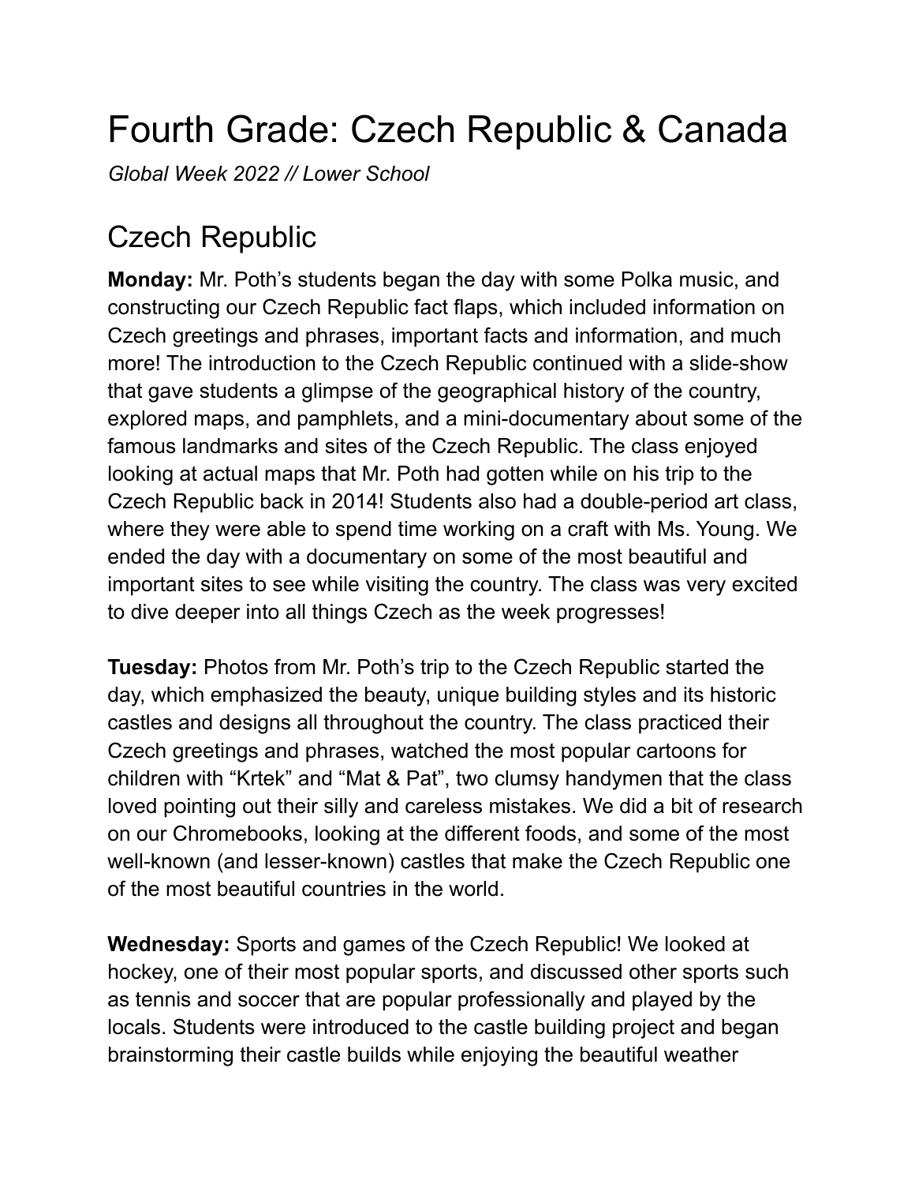# Fourth Grade: Czech Republic & Canada

*Global Week 2022 // Lower School*

## Czech Republic

**Monday:** Mr. Poth's students began the day with some Polka music, and constructing our Czech Republic fact flaps, which included information on Czech greetings and phrases, important facts and information, and much more! The introduction to the Czech Republic continued with a slide-show that gave students a glimpse of the geographical history of the country, explored maps, and pamphlets, and a mini-documentary about some of the famous landmarks and sites of the Czech Republic. The class enjoyed looking at actual maps that Mr. Poth had gotten while on his trip to the Czech Republic back in 2014! Students also had a double-period art class, where they were able to spend time working on a craft with Ms. Young. We ended the day with a documentary on some of the most beautiful and important sites to see while visiting the country. The class was very excited to dive deeper into all things Czech as the week progresses!

**Tuesday:** Photos from Mr. Poth's trip to the Czech Republic started the day, which emphasized the beauty, unique building styles and its historic castles and designs all throughout the country. The class practiced their Czech greetings and phrases, watched the most popular cartoons for children with "Krtek" and "Mat & Pat", two clumsy handymen that the class loved pointing out their silly and careless mistakes. We did a bit of research on our Chromebooks, looking at the different foods, and some of the most well-known (and lesser-known) castles that make the Czech Republic one of the most beautiful countries in the world.

**Wednesday:** Sports and games of the Czech Republic! We looked at hockey, one of their most popular sports, and discussed other sports such as tennis and soccer that are popular professionally and played by the locals. Students were introduced to the castle building project and began brainstorming their castle builds while enjoying the beautiful weather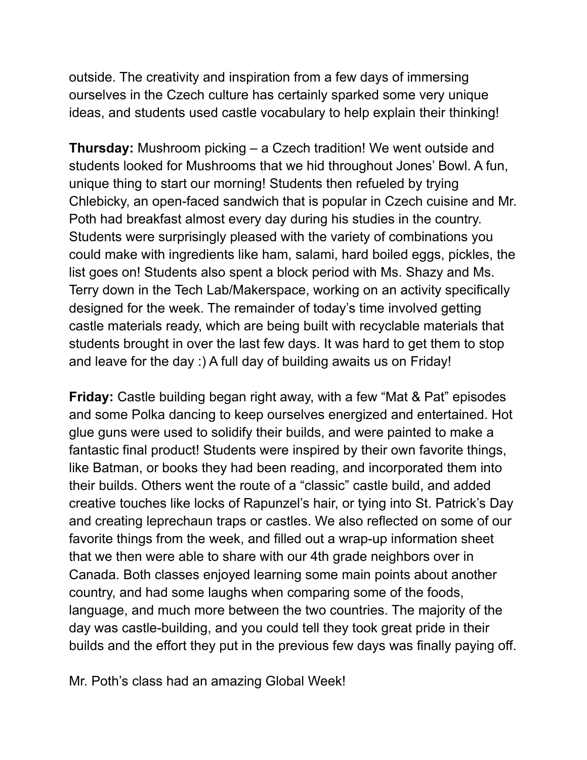outside. The creativity and inspiration from a few days of immersing ourselves in the Czech culture has certainly sparked some very unique ideas, and students used castle vocabulary to help explain their thinking!

**Thursday:** Mushroom picking – a Czech tradition! We went outside and students looked for Mushrooms that we hid throughout Jones' Bowl. A fun, unique thing to start our morning! Students then refueled by trying Chlebicky, an open-faced sandwich that is popular in Czech cuisine and Mr. Poth had breakfast almost every day during his studies in the country. Students were surprisingly pleased with the variety of combinations you could make with ingredients like ham, salami, hard boiled eggs, pickles, the list goes on! Students also spent a block period with Ms. Shazy and Ms. Terry down in the Tech Lab/Makerspace, working on an activity specifically designed for the week. The remainder of today's time involved getting castle materials ready, which are being built with recyclable materials that students brought in over the last few days. It was hard to get them to stop and leave for the day :) A full day of building awaits us on Friday!

**Friday:** Castle building began right away, with a few "Mat & Pat" episodes and some Polka dancing to keep ourselves energized and entertained. Hot glue guns were used to solidify their builds, and were painted to make a fantastic final product! Students were inspired by their own favorite things, like Batman, or books they had been reading, and incorporated them into their builds. Others went the route of a "classic" castle build, and added creative touches like locks of Rapunzel's hair, or tying into St. Patrick's Day and creating leprechaun traps or castles. We also reflected on some of our favorite things from the week, and filled out a wrap-up information sheet that we then were able to share with our 4th grade neighbors over in Canada. Both classes enjoyed learning some main points about another country, and had some laughs when comparing some of the foods, language, and much more between the two countries. The majority of the day was castle-building, and you could tell they took great pride in their builds and the effort they put in the previous few days was finally paying off.

Mr. Poth's class had an amazing Global Week!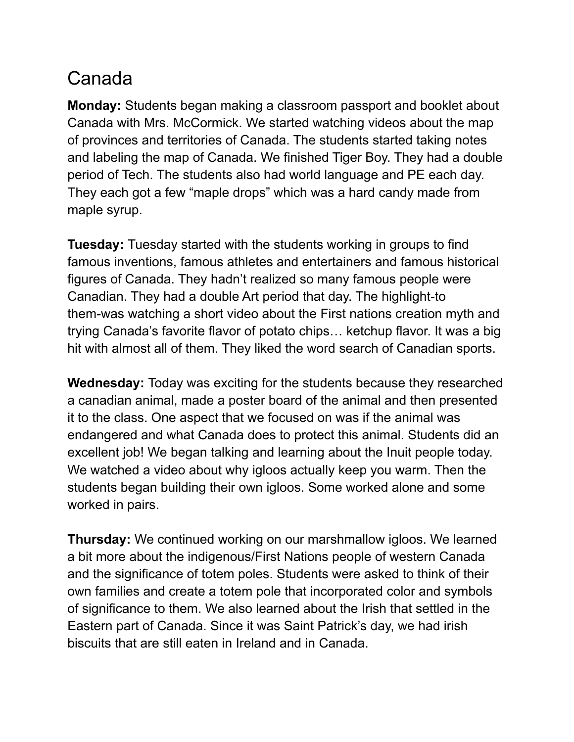# Canada

**Monday:** Students began making a classroom passport and booklet about Canada with Mrs. McCormick. We started watching videos about the map of provinces and territories of Canada. The students started taking notes and labeling the map of Canada. We finished Tiger Boy. They had a double period of Tech. The students also had world language and PE each day. They each got a few "maple drops" which was a hard candy made from maple syrup.

**Tuesday:** Tuesday started with the students working in groups to find famous inventions, famous athletes and entertainers and famous historical figures of Canada. They hadn't realized so many famous people were Canadian. They had a double Art period that day. The highlight-to them-was watching a short video about the First nations creation myth and trying Canada's favorite flavor of potato chips… ketchup flavor. It was a big hit with almost all of them. They liked the word search of Canadian sports.

**Wednesday:** Today was exciting for the students because they researched a canadian animal, made a poster board of the animal and then presented it to the class. One aspect that we focused on was if the animal was endangered and what Canada does to protect this animal. Students did an excellent job! We began talking and learning about the Inuit people today. We watched a video about why igloos actually keep you warm. Then the students began building their own igloos. Some worked alone and some worked in pairs.

**Thursday:** We continued working on our marshmallow igloos. We learned a bit more about the indigenous/First Nations people of western Canada and the significance of totem poles. Students were asked to think of their own families and create a totem pole that incorporated color and symbols of significance to them. We also learned about the Irish that settled in the Eastern part of Canada. Since it was Saint Patrick's day, we had irish biscuits that are still eaten in Ireland and in Canada.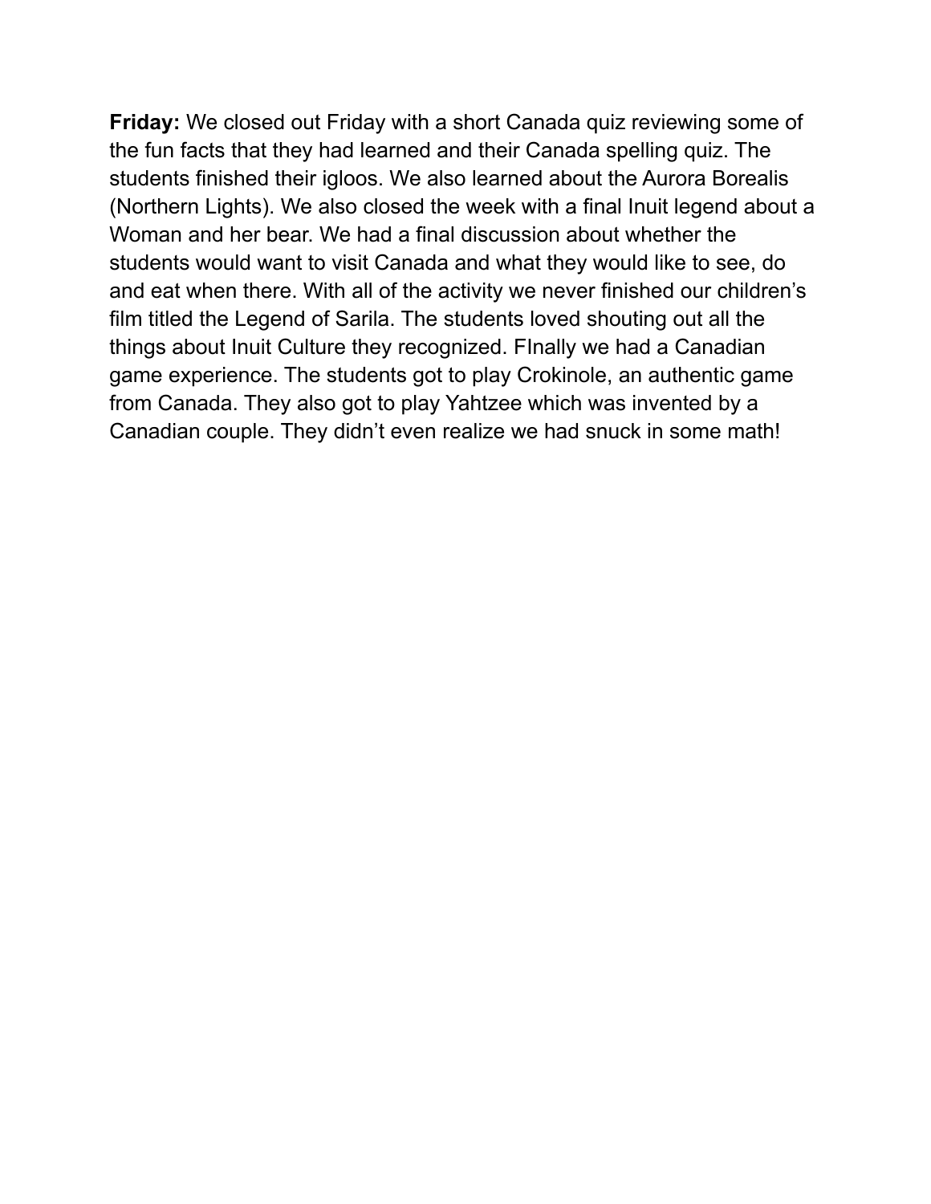**Friday:** We closed out Friday with a short Canada quiz reviewing some of the fun facts that they had learned and their Canada spelling quiz. The students finished their igloos. We also learned about the Aurora Borealis (Northern Lights). We also closed the week with a final Inuit legend about a Woman and her bear. We had a final discussion about whether the students would want to visit Canada and what they would like to see, do and eat when there. With all of the activity we never finished our children's film titled the Legend of Sarila. The students loved shouting out all the things about Inuit Culture they recognized. FInally we had a Canadian game experience. The students got to play Crokinole, an authentic game from Canada. They also got to play Yahtzee which was invented by a Canadian couple. They didn't even realize we had snuck in some math!